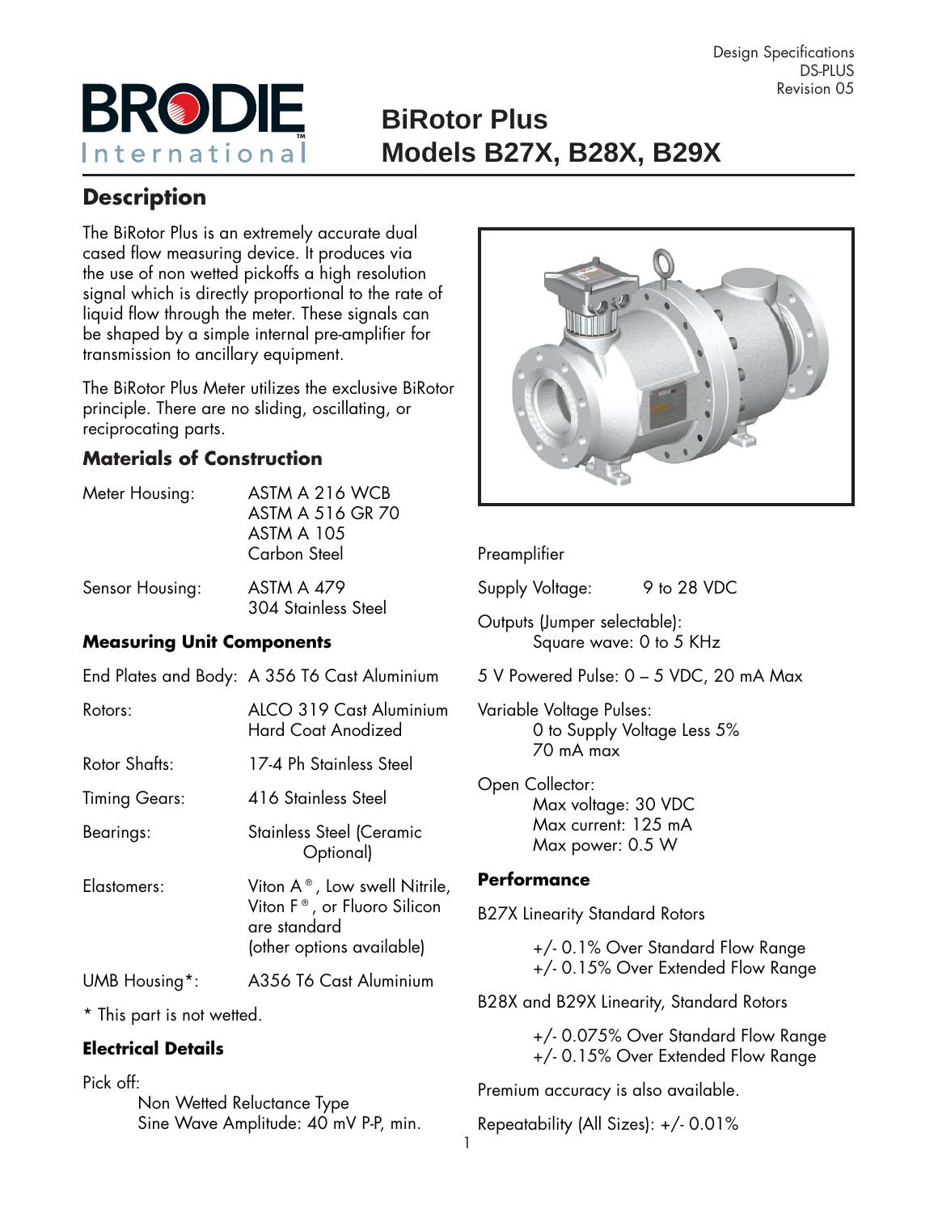Design Specifications
DS-PLUS
Revision 05

# BiRotor Plus
# Models B27X, B28X, B29X

## Description

The BiRotor Plus is an extremely accurate dual cased flow measuring device. It produces via the use of non wetted pickoffs a high resolution signal which is directly proportional to the rate of liquid flow through the meter. These signals can be shaped by a simple internal pre-amplifier for transmission to ancillary equipment.

The BiRotor Plus Meter utilizes the exclusive BiRotor principle. There are no sliding, oscillating, or reciprocating parts.

### Materials of Construction

| | |
|---|---|
| Meter Housing: | ASTM A 216 WCB<br>ASTM A 516 GR 70<br>ASTM A 105<br>Carbon Steel |
| Sensor Housing: | ASTM A 479<br>304 Stainless Steel |

### Measuring Unit Components

| | |
|---|---|
| End Plates and Body: | A 356 T6 Cast Aluminium |
| Rotors: | ALCO 319 Cast Aluminium<br>Hard Coat Anodized |
| Rotor Shafts: | 17-4 Ph Stainless Steel |
| Timing Gears: | 416 Stainless Steel |
| Bearings: | Stainless Steel (Ceramic Optional) |
| Elastomers: | Viton A®, Low swell Nitrile, Viton F®, or Fluoro Silicon are standard<br>(other options available) |
| UMB Housing*: | A356 T6 Cast Aluminium |

* This part is not wetted.

### Electrical Details

Pick off:
Non Wetted Reluctance Type
Sine Wave Amplitude: 40 mV P-P, min.

Preamplifier

Supply Voltage: 9 to 28 VDC

Outputs (Jumper selectable):
Square wave: 0 to 5 KHz

5 V Powered Pulse: 0 – 5 VDC, 20 mA Max

Variable Voltage Pulses:
0 to Supply Voltage Less 5%
70 mA max

Open Collector:
Max voltage: 30 VDC
Max current: 125 mA
Max power: 0.5 W

### Performance

B27X Linearity Standard Rotors

+/- 0.1% Over Standard Flow Range
+/- 0.15% Over Extended Flow Range

B28X and B29X Linearity, Standard Rotors

+/- 0.075% Over Standard Flow Range
+/- 0.15% Over Extended Flow Range

Premium accuracy is also available.

Repeatability (All Sizes): +/- 0.01%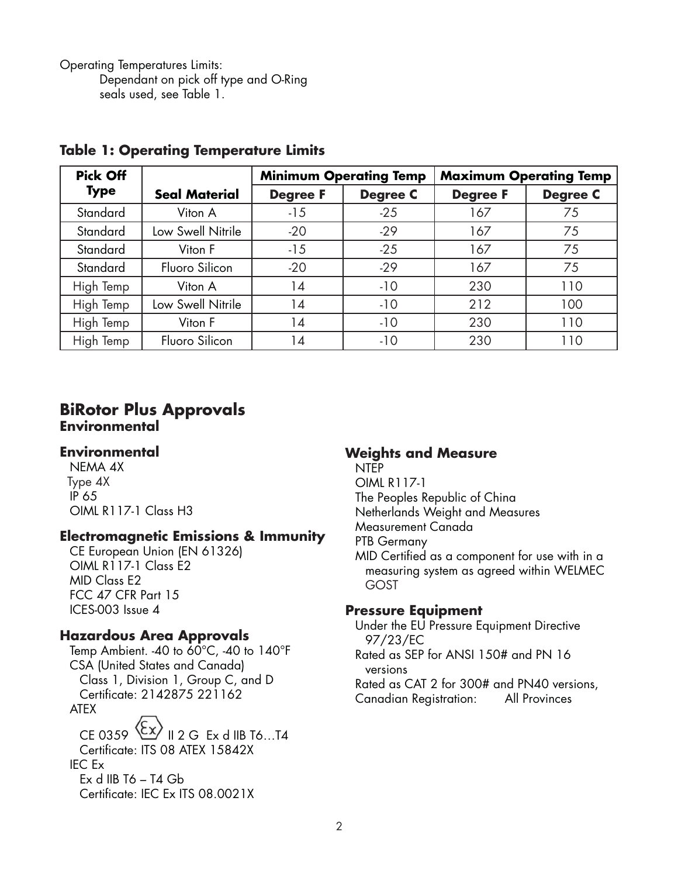Operating Temperatures Limits:

Dependant on pick off type and O-Ring seals used, see Table 1.

**Table 1: Operating Temperature Limits**

| Pick Off Type | Seal Material | Minimum Operating Temp | | Maximum Operating Temp | |
|---|---|---|---|---|---|
| | | Degree F | Degree C | Degree F | Degree C |
| Standard | Viton A | -15 | -25 | 167 | 75 |
| Standard | Low Swell Nitrile | -20 | -29 | 167 | 75 |
| Standard | Viton F | -15 | -25 | 167 | 75 |
| Standard | Fluoro Silicon | -20 | -29 | 167 | 75 |
| High Temp | Viton A | 14 | -10 | 230 | 110 |
| High Temp | Low Swell Nitrile | 14 | -10 | 212 | 100 |
| High Temp | Viton F | 14 | -10 | 230 | 110 |
| High Temp | Fluoro Silicon | 14 | -10 | 230 | 110 |

## BiRotor Plus Approvals

### Environmental

### Environmental

NEMA 4X
Type 4X
IP 65
OIML R117-1 Class H3

### Electromagnetic Emissions & Immunity

CE European Union (EN 61326)
OIML R117-1 Class E2
MID Class E2
FCC 47 CFR Part 15
ICES-003 Issue 4

### Hazardous Area Approvals

Temp Ambient. -40 to 60°C, -40 to 140°F

CSA (United States and Canada)
Class 1, Division 1, Group C, and D
Certificate: 2142875 221162

ATEX
CE 0359 ⟨Ex⟩ II 2 G Ex d IIB T6…T4
Certificate: ITS 08 ATEX 15842X

IEC Ex
Ex d IIB T6 – T4 Gb
Certificate: IEC Ex ITS 08.0021X

### Weights and Measure

NTEP
OIML R117-1
The Peoples Republic of China
Netherlands Weight and Measures
Measurement Canada
PTB Germany
MID Certified as a component for use with in a measuring system as agreed within WELMEC
GOST

### Pressure Equipment

Under the EU Pressure Equipment Directive 97/23/EC
Rated as SEP for ANSI 150# and PN 16 versions
Rated as CAT 2 for 300# and PN40 versions,
Canadian Registration: All Provinces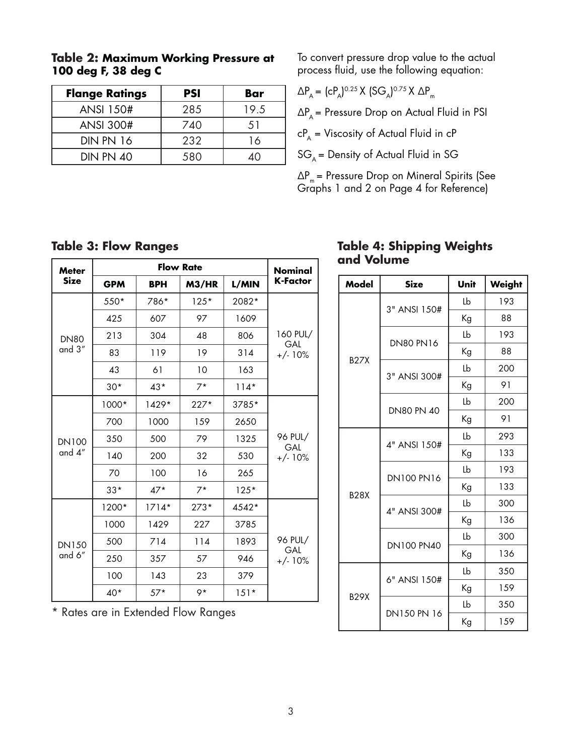### Table 2: Maximum Working Pressure at 100 deg F, 38 deg C

| Flange Ratings | PSI | Bar |
|---|---|---|
| ANSI 150# | 285 | 19.5 |
| ANSI 300# | 740 | 51 |
| DIN PN 16 | 232 | 16 |
| DIN PN 40 | 580 | 40 |

To convert pressure drop value to the actual process fluid, use the following equation:

$\Delta P_A = (cP_A)^{0.25} X (SG_A)^{0.75} X \Delta P_m$

$\Delta P_A$ = Pressure Drop on Actual Fluid in PSI

$cP_A$ = Viscosity of Actual Fluid in cP

$SG_A$ = Density of Actual Fluid in SG

$\Delta P_m$ = Pressure Drop on Mineral Spirits (See Graphs 1 and 2 on Page 4 for Reference)

### Table 3: Flow Ranges

| Meter Size | Flow Rate | | | | Nominal K-Factor |
|---|---|---|---|---|---|
| | GPM | BPH | M3/HR | L/MIN | |
| DN80 and 3" | 550* | 786* | 125* | 2082* | 160 PUL/GAL +/- 10% |
| | 425 | 607 | 97 | 1609 | |
| | 213 | 304 | 48 | 806 | |
| | 83 | 119 | 19 | 314 | |
| | 43 | 61 | 10 | 163 | |
| | 30* | 43* | 7* | 114* | |
| DN100 and 4" | 1000* | 1429* | 227* | 3785* | 96 PUL/GAL +/- 10% |
| | 700 | 1000 | 159 | 2650 | |
| | 350 | 500 | 79 | 1325 | |
| | 140 | 200 | 32 | 530 | |
| | 70 | 100 | 16 | 265 | |
| | 33* | 47* | 7* | 125* | |
| DN150 and 6" | 1200* | 1714* | 273* | 4542* | 96 PUL/GAL +/- 10% |
| | 1000 | 1429 | 227 | 3785 | |
| | 500 | 714 | 114 | 1893 | |
| | 250 | 357 | 57 | 946 | |
| | 100 | 143 | 23 | 379 | |
| | 40* | 57* | 9* | 151* | |

* Rates are in Extended Flow Ranges

### Table 4: Shipping Weights and Volume

| Model | Size | Unit | Weight |
|---|---|---|---|
| B27X | 3" ANSI 150# | Lb | 193 |
| | | Kg | 88 |
| | DN80 PN16 | Lb | 193 |
| | | Kg | 88 |
| | 3" ANSI 300# | Lb | 200 |
| | | Kg | 91 |
| | DN80 PN 40 | Lb | 200 |
| | | Kg | 91 |
| B28X | 4" ANSI 150# | Lb | 293 |
| | | Kg | 133 |
| | DN100 PN16 | Lb | 193 |
| | | Kg | 133 |
| | 4" ANSI 300# | Lb | 300 |
| | | Kg | 136 |
| | DN100 PN40 | Lb | 300 |
| | | Kg | 136 |
| B29X | 6" ANSI 150# | Lb | 350 |
| | | Kg | 159 |
| | DN150 PN 16 | Lb | 350 |
| | | Kg | 159 |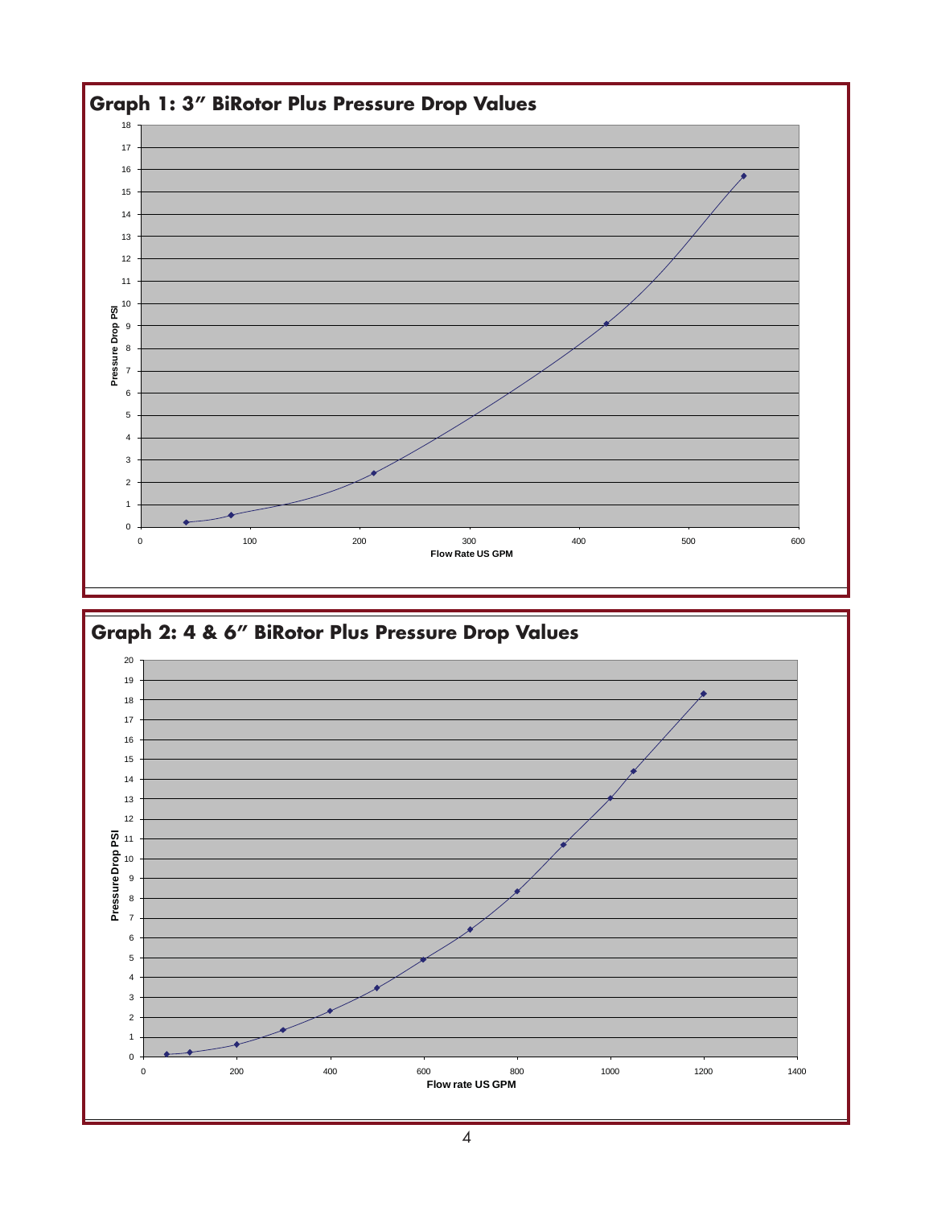## Graph 1: 3" BiRotor Plus Pressure Drop Values

Pressure Drop PSI

Flow Rate US GPM

## Graph 2: 4 & 6" BiRotor Plus Pressure Drop Values

Pressure Drop PSI

Flow rate US GPM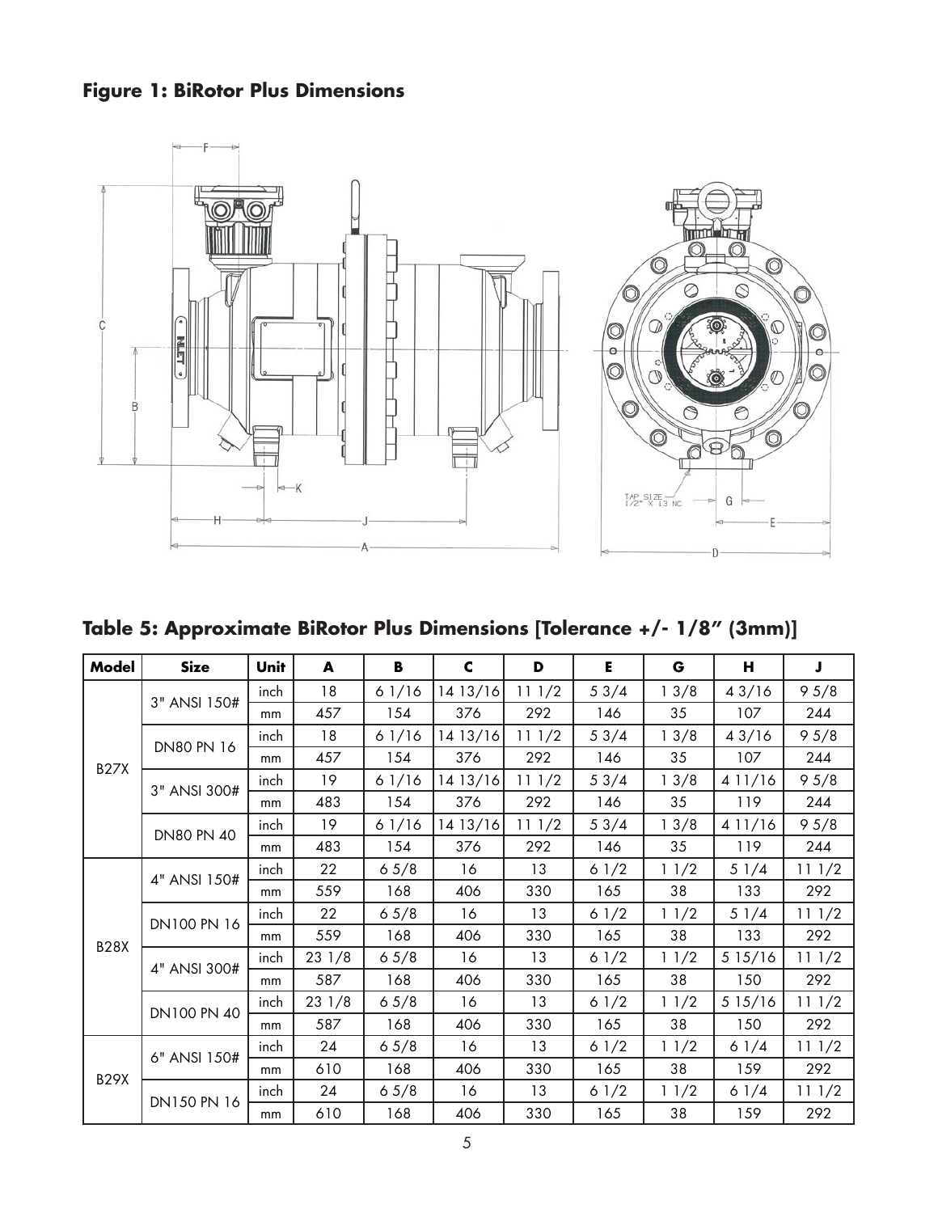**Figure 1: BiRotor Plus Dimensions**

**Table 5: Approximate BiRotor Plus Dimensions [Tolerance +/- 1/8" (3mm)]**

| Model | Size | Unit | A | B | C | D | E | G | H | J |
|---|---|---|---|---|---|---|---|---|---|---|
| B27X | 3" ANSI 150# | inch | 18 | 6 1/16 | 14 13/16 | 11 1/2 | 5 3/4 | 1 3/8 | 4 3/16 | 9 5/8 |
| | | mm | 457 | 154 | 376 | 292 | 146 | 35 | 107 | 244 |
| | DN80 PN 16 | inch | 18 | 6 1/16 | 14 13/16 | 11 1/2 | 5 3/4 | 1 3/8 | 4 3/16 | 9 5/8 |
| | | mm | 457 | 154 | 376 | 292 | 146 | 35 | 107 | 244 |
| | 3" ANSI 300# | inch | 19 | 6 1/16 | 14 13/16 | 11 1/2 | 5 3/4 | 1 3/8 | 4 11/16 | 9 5/8 |
| | | mm | 483 | 154 | 376 | 292 | 146 | 35 | 119 | 244 |
| | DN80 PN 40 | inch | 19 | 6 1/16 | 14 13/16 | 11 1/2 | 5 3/4 | 1 3/8 | 4 11/16 | 9 5/8 |
| | | mm | 483 | 154 | 376 | 292 | 146 | 35 | 119 | 244 |
| B28X | 4" ANSI 150# | inch | 22 | 6 5/8 | 16 | 13 | 6 1/2 | 1 1/2 | 5 1/4 | 11 1/2 |
| | | mm | 559 | 168 | 406 | 330 | 165 | 38 | 133 | 292 |
| | DN100 PN 16 | inch | 22 | 6 5/8 | 16 | 13 | 6 1/2 | 1 1/2 | 5 1/4 | 11 1/2 |
| | | mm | 559 | 168 | 406 | 330 | 165 | 38 | 133 | 292 |
| | 4" ANSI 300# | inch | 23 1/8 | 6 5/8 | 16 | 13 | 6 1/2 | 1 1/2 | 5 15/16 | 11 1/2 |
| | | mm | 587 | 168 | 406 | 330 | 165 | 38 | 150 | 292 |
| | DN100 PN 40 | inch | 23 1/8 | 6 5/8 | 16 | 13 | 6 1/2 | 1 1/2 | 5 15/16 | 11 1/2 |
| | | mm | 587 | 168 | 406 | 330 | 165 | 38 | 150 | 292 |
| B29X | 6" ANSI 150# | inch | 24 | 6 5/8 | 16 | 13 | 6 1/2 | 1 1/2 | 6 1/4 | 11 1/2 |
| | | mm | 610 | 168 | 406 | 330 | 165 | 38 | 159 | 292 |
| | DN150 PN 16 | inch | 24 | 6 5/8 | 16 | 13 | 6 1/2 | 1 1/2 | 6 1/4 | 11 1/2 |
| | | mm | 610 | 168 | 406 | 330 | 165 | 38 | 159 | 292 |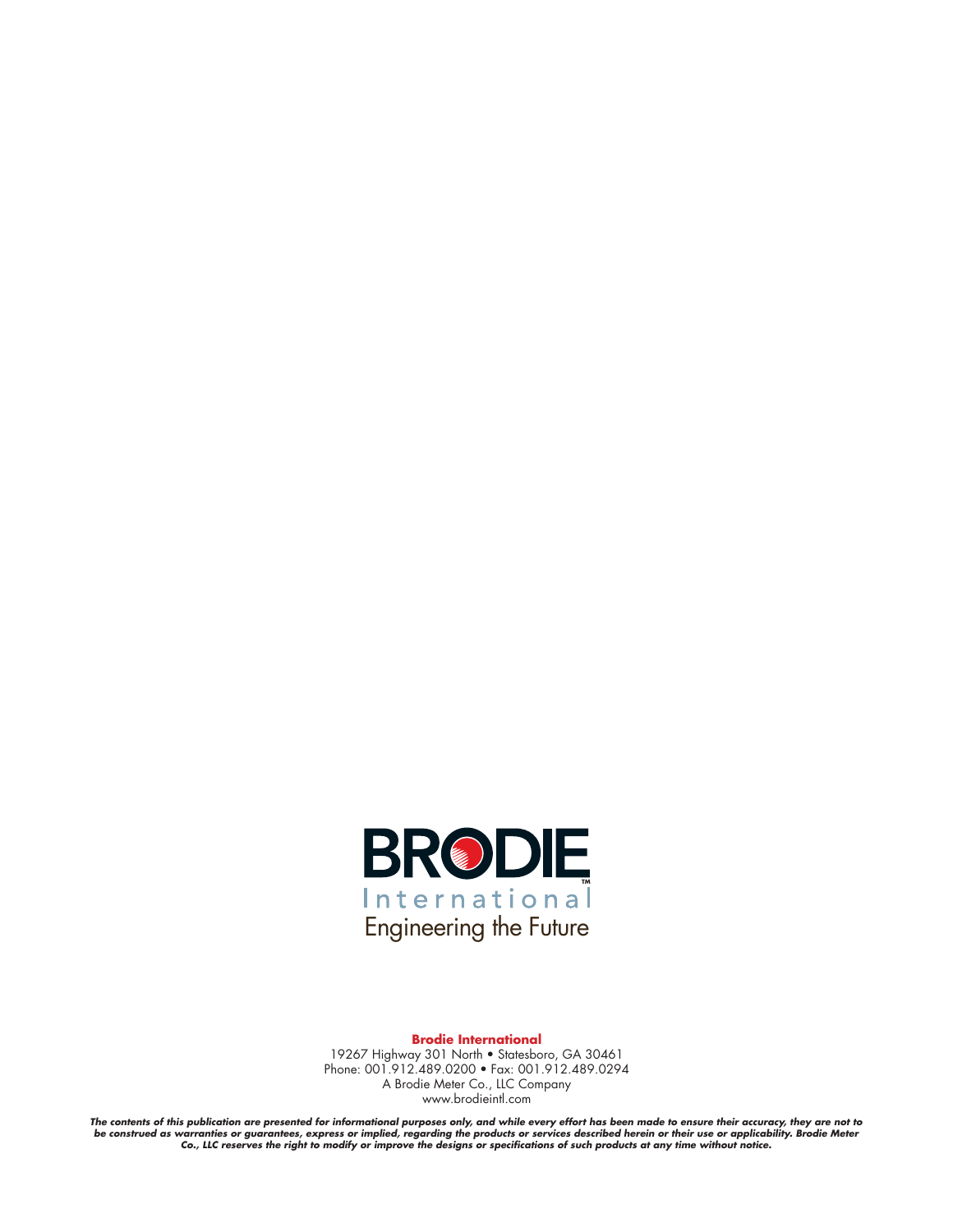BRODIE

International™

Engineering the Future

**Brodie International**

19267 Highway 301 North • Statesboro, GA 30461

Phone: 001.912.489.0200 • Fax: 001.912.489.0294

A Brodie Meter Co., LLC Company

www.brodieintl.com

***The contents of this publication are presented for informational purposes only, and while every effort has been made to ensure their accuracy, they are not to be construed as warranties or guarantees, express or implied, regarding the products or services described herein or their use or applicability. Brodie Meter Co., LLC reserves the right to modify or improve the designs or specifications of such products at any time without notice.***